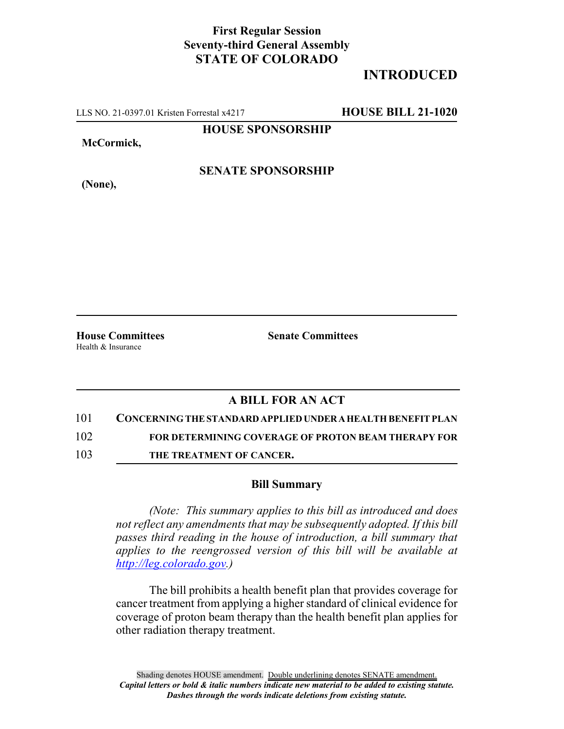**First Regular Session**
**Seventy-third General Assembly**
**STATE OF COLORADO**

# INTRODUCED

LLS NO. 21-0397.01 Kristen Forrestal x4217 **HOUSE BILL 21-1020**

**HOUSE SPONSORSHIP**

**McCormick,**

**SENATE SPONSORSHIP**

**(None),**

**House Committees**
Health & Insurance

**Senate Committees**

## A BILL FOR AN ACT

101 **CONCERNING THE STANDARD APPLIED UNDER A HEALTH BENEFIT PLAN**
102 **FOR DETERMINING COVERAGE OF PROTON BEAM THERAPY FOR**
103 **THE TREATMENT OF CANCER.**

### Bill Summary

*(Note: This summary applies to this bill as introduced and does not reflect any amendments that may be subsequently adopted. If this bill passes third reading in the house of introduction, a bill summary that applies to the reengrossed version of this bill will be available at http://leg.colorado.gov.)*

The bill prohibits a health benefit plan that provides coverage for cancer treatment from applying a higher standard of clinical evidence for coverage of proton beam therapy than the health benefit plan applies for other radiation therapy treatment.

Shading denotes HOUSE amendment. Double underlining denotes SENATE amendment.
*Capital letters or bold & italic numbers indicate new material to be added to existing statute.*
*Dashes through the words indicate deletions from existing statute.*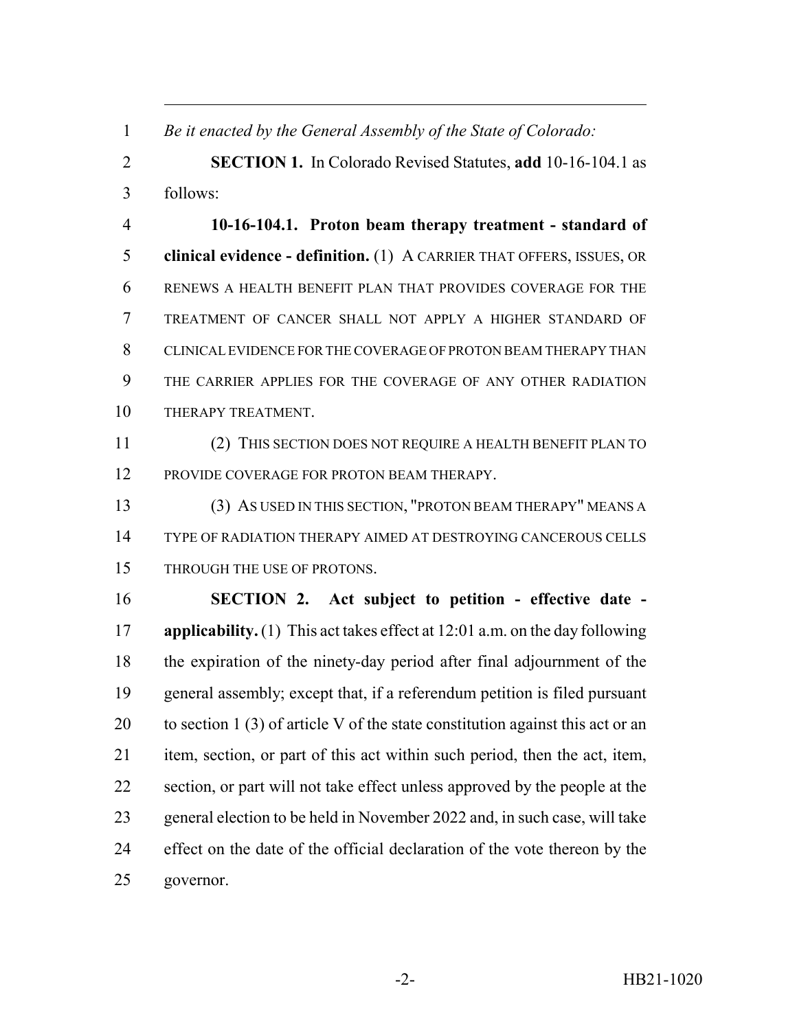*Be it enacted by the General Assembly of the State of Colorado:*

**SECTION 1.** In Colorado Revised Statutes, **add** 10-16-104.1 as follows:

**10-16-104.1. Proton beam therapy treatment - standard of clinical evidence - definition.** (1) A CARRIER THAT OFFERS, ISSUES, OR RENEWS A HEALTH BENEFIT PLAN THAT PROVIDES COVERAGE FOR THE TREATMENT OF CANCER SHALL NOT APPLY A HIGHER STANDARD OF CLINICAL EVIDENCE FOR THE COVERAGE OF PROTON BEAM THERAPY THAN THE CARRIER APPLIES FOR THE COVERAGE OF ANY OTHER RADIATION THERAPY TREATMENT.

(2) THIS SECTION DOES NOT REQUIRE A HEALTH BENEFIT PLAN TO PROVIDE COVERAGE FOR PROTON BEAM THERAPY.

(3) AS USED IN THIS SECTION, "PROTON BEAM THERAPY" MEANS A TYPE OF RADIATION THERAPY AIMED AT DESTROYING CANCEROUS CELLS THROUGH THE USE OF PROTONS.

**SECTION 2. Act subject to petition - effective date - applicability.** (1) This act takes effect at 12:01 a.m. on the day following the expiration of the ninety-day period after final adjournment of the general assembly; except that, if a referendum petition is filed pursuant to section 1 (3) of article V of the state constitution against this act or an item, section, or part of this act within such period, then the act, item, section, or part will not take effect unless approved by the people at the general election to be held in November 2022 and, in such case, will take effect on the date of the official declaration of the vote thereon by the governor.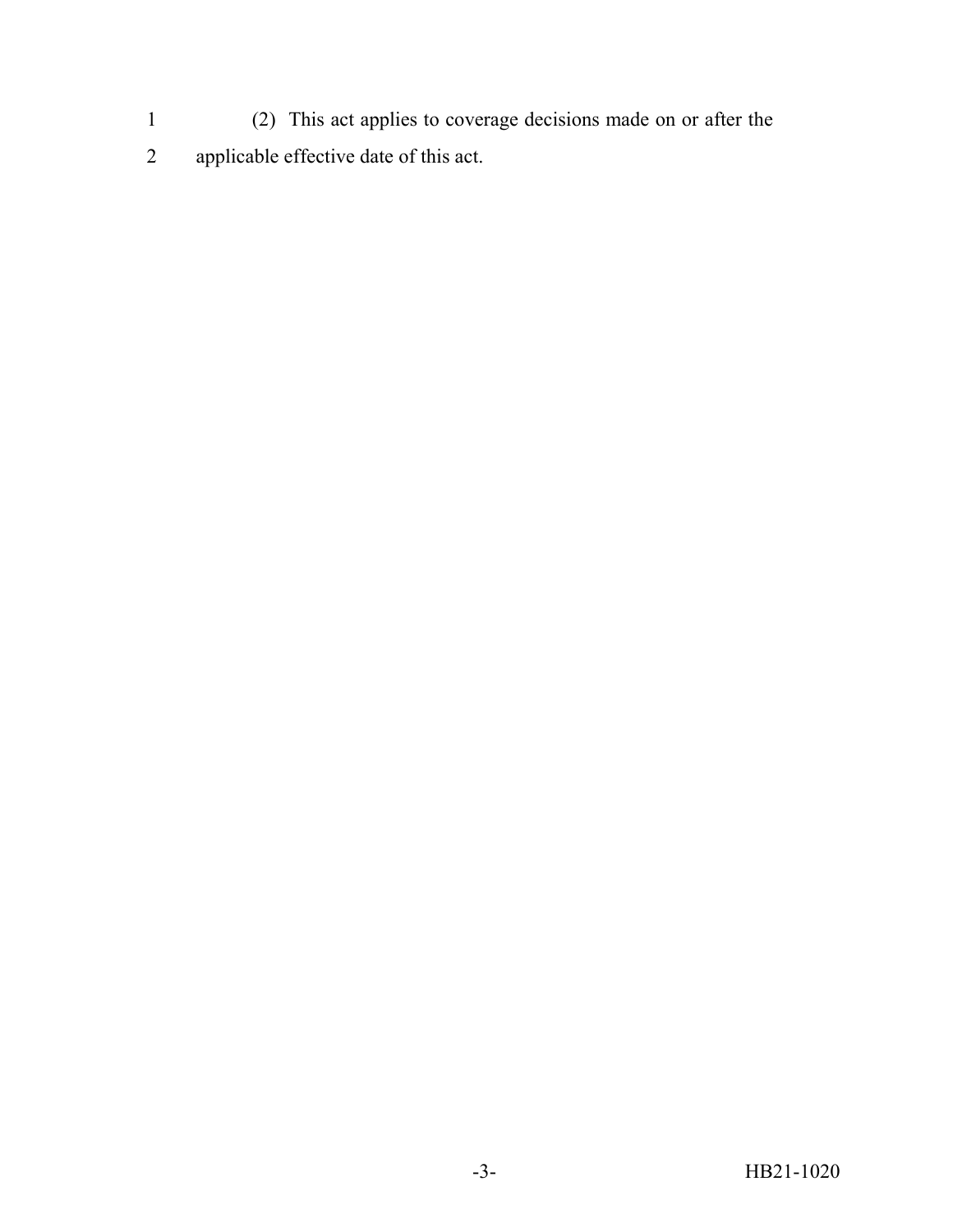(2) This act applies to coverage decisions made on or after the applicable effective date of this act.